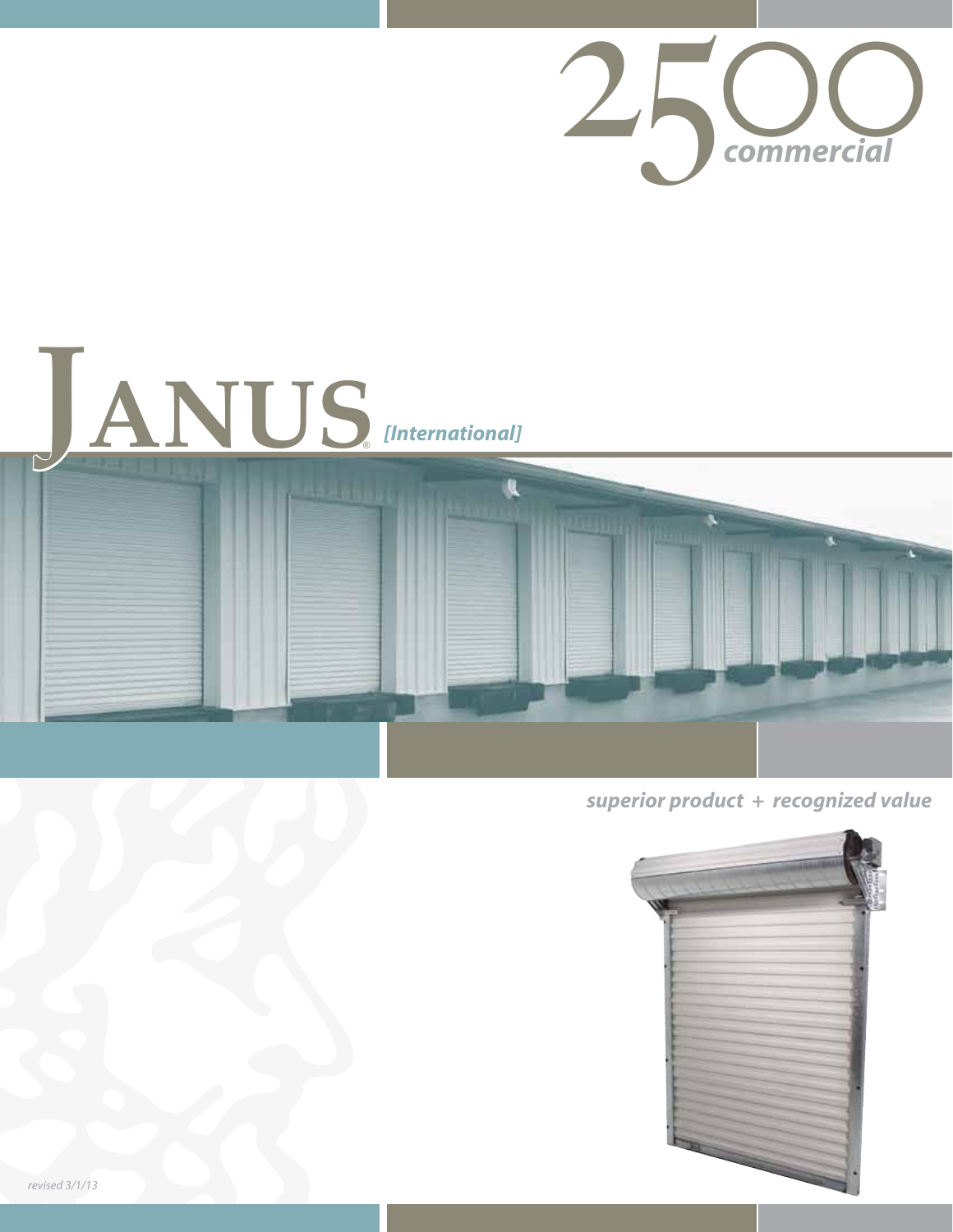# 2500 *commercial*

# JANUS® *[International]*

***superior product + recognized value***

*revised 3/1/13*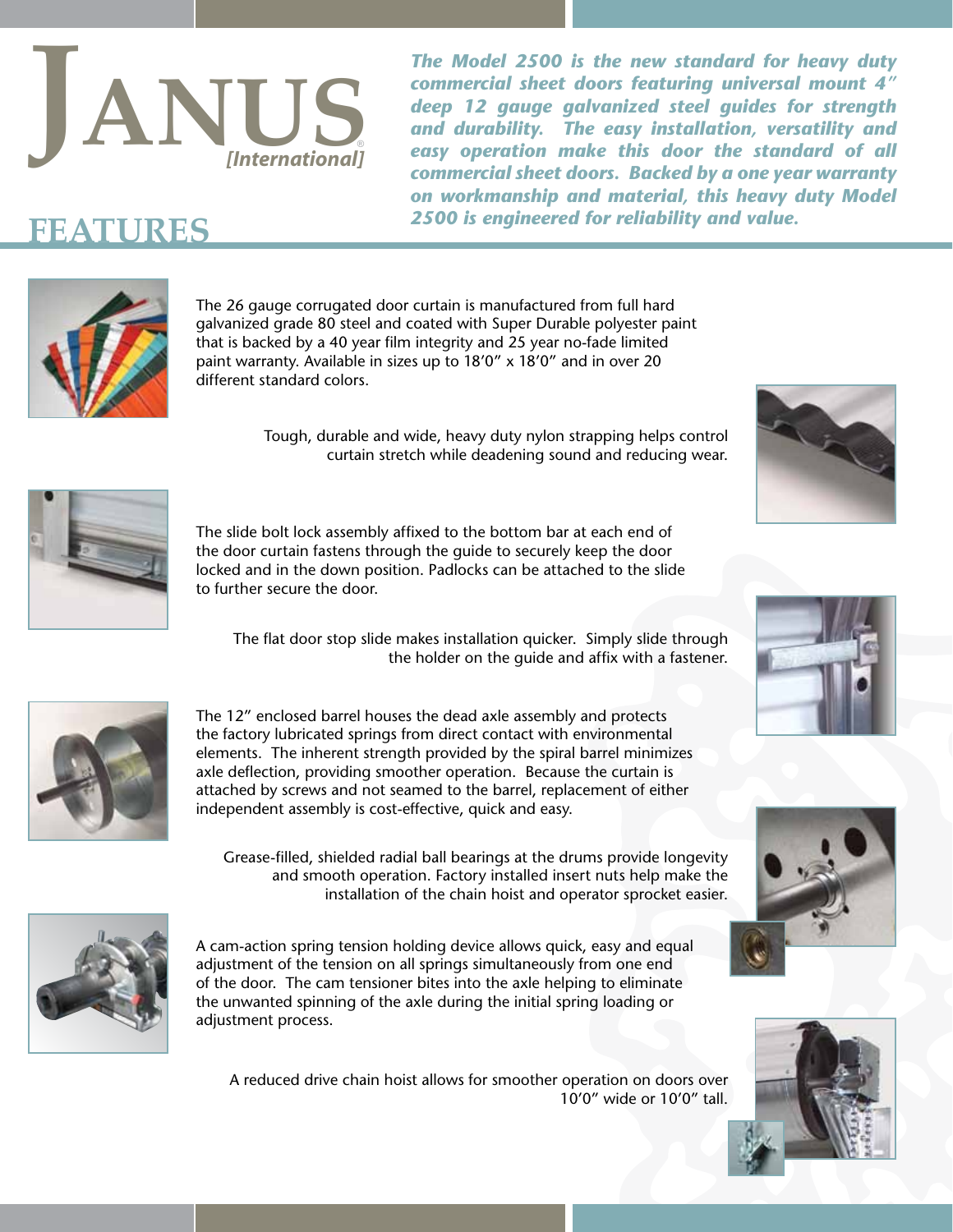# JANUS® [International]

***The Model 2500 is the new standard for heavy duty commercial sheet doors featuring universal mount 4" deep 12 gauge galvanized steel guides for strength and durability. The easy installation, versatility and easy operation make this door the standard of all commercial sheet doors. Backed by a one year warranty on workmanship and material, this heavy duty Model 2500 is engineered for reliability and value.***

## FEATURES

The 26 gauge corrugated door curtain is manufactured from full hard galvanized grade 80 steel and coated with Super Durable polyester paint that is backed by a 40 year film integrity and 25 year no-fade limited paint warranty. Available in sizes up to 18'0" x 18'0" and in over 20 different standard colors.

Tough, durable and wide, heavy duty nylon strapping helps control curtain stretch while deadening sound and reducing wear.

The slide bolt lock assembly affixed to the bottom bar at each end of the door curtain fastens through the guide to securely keep the door locked and in the down position. Padlocks can be attached to the slide to further secure the door.

The flat door stop slide makes installation quicker. Simply slide through the holder on the guide and affix with a fastener.

The 12" enclosed barrel houses the dead axle assembly and protects the factory lubricated springs from direct contact with environmental elements. The inherent strength provided by the spiral barrel minimizes axle deflection, providing smoother operation. Because the curtain is attached by screws and not seamed to the barrel, replacement of either independent assembly is cost-effective, quick and easy.

Grease-filled, shielded radial ball bearings at the drums provide longevity and smooth operation. Factory installed insert nuts help make the installation of the chain hoist and operator sprocket easier.

A cam-action spring tension holding device allows quick, easy and equal adjustment of the tension on all springs simultaneously from one end of the door. The cam tensioner bites into the axle helping to eliminate the unwanted spinning of the axle during the initial spring loading or adjustment process.

A reduced drive chain hoist allows for smoother operation on doors over 10'0" wide or 10'0" tall.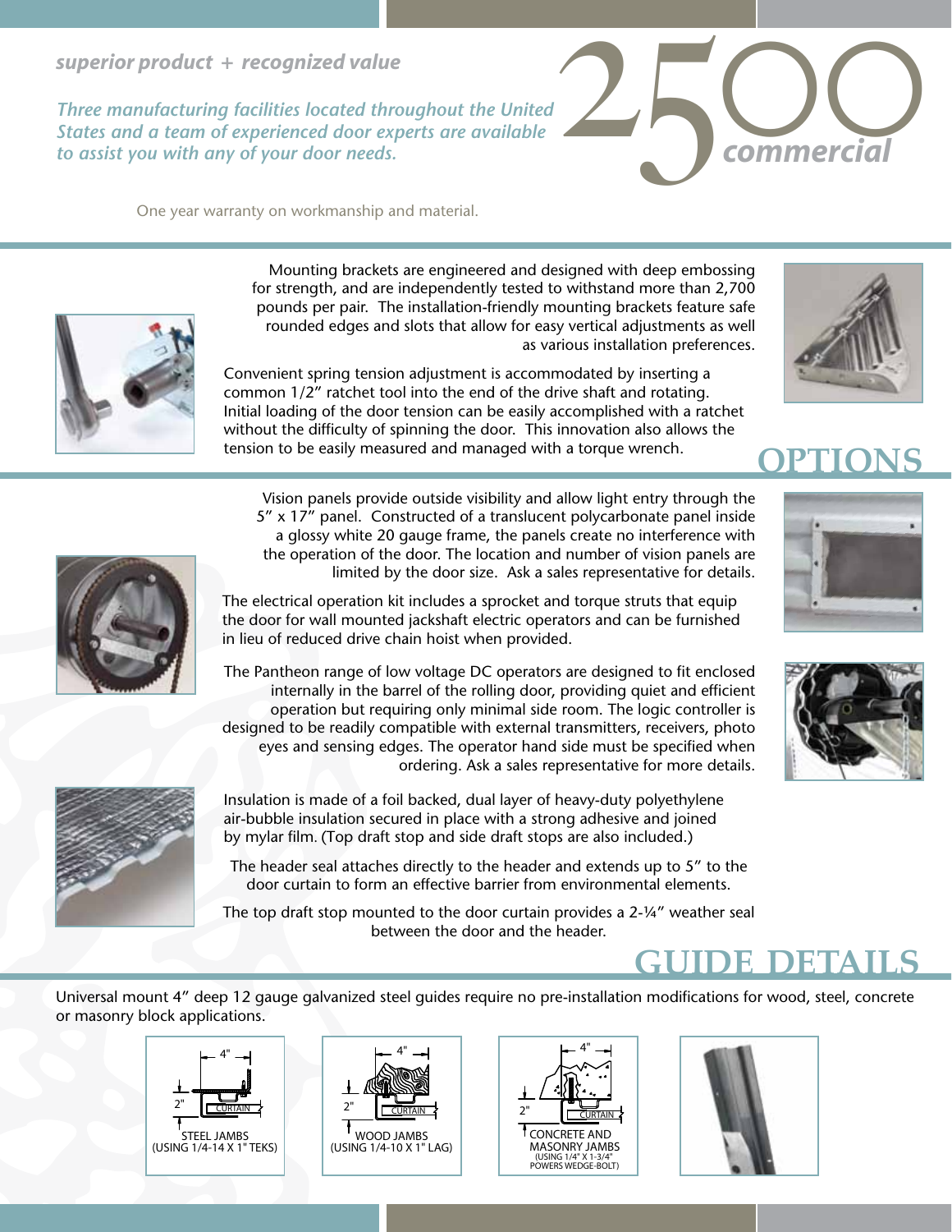*superior product + recognized value*

*Three manufacturing facilities located throughout the United States and a team of experienced door experts are available to assist you with any of your door needs.*

# 2500 *commercial*

One year warranty on workmanship and material.

Mounting brackets are engineered and designed with deep embossing for strength, and are independently tested to withstand more than 2,700 pounds per pair. The installation-friendly mounting brackets feature safe rounded edges and slots that allow for easy vertical adjustments as well as various installation preferences.

Convenient spring tension adjustment is accommodated by inserting a common 1/2" ratchet tool into the end of the drive shaft and rotating. Initial loading of the door tension can be easily accomplished with a ratchet without the difficulty of spinning the door. This innovation also allows the tension to be easily measured and managed with a torque wrench.

## OPTIONS

Vision panels provide outside visibility and allow light entry through the 5" x 17" panel. Constructed of a translucent polycarbonate panel inside a glossy white 20 gauge frame, the panels create no interference with the operation of the door. The location and number of vision panels are limited by the door size. Ask a sales representative for details.

The electrical operation kit includes a sprocket and torque struts that equip the door for wall mounted jackshaft electric operators and can be furnished in lieu of reduced drive chain hoist when provided.

The Pantheon range of low voltage DC operators are designed to fit enclosed internally in the barrel of the rolling door, providing quiet and efficient operation but requiring only minimal side room. The logic controller is designed to be readily compatible with external transmitters, receivers, photo eyes and sensing edges. The operator hand side must be specified when ordering. Ask a sales representative for more details.

Insulation is made of a foil backed, dual layer of heavy-duty polyethylene air-bubble insulation secured in place with a strong adhesive and joined by mylar film. (Top draft stop and side draft stops are also included.)

The header seal attaches directly to the header and extends up to 5" to the door curtain to form an effective barrier from environmental elements.

The top draft stop mounted to the door curtain provides a 2-¼" weather seal between the door and the header.

## GUIDE DETAILS

Universal mount 4" deep 12 gauge galvanized steel guides require no pre-installation modifications for wood, steel, concrete or masonry block applications.

4" | 2" | CURTAIN
STEEL JAMBS (USING 1/4-14 X 1" TEKS)

4" | 2" | CURTAIN
WOOD JAMBS (USING 1/4-10 X 1" LAG)

4" | 2" | CURTAIN
CONCRETE AND MASONRY JAMBS (USING 1/4" X 1-3/4" POWERS WEDGE-BOLT)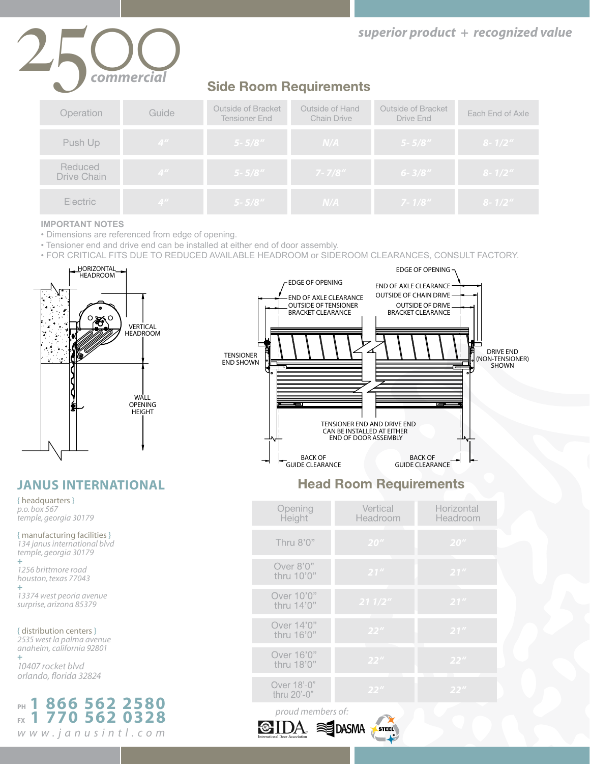# 2500 commercial

*superior product + recognized value*

## Side Room Requirements

| Operation | Guide | Outside of Bracket Tensioner End | Outside of Hand Chain Drive | Outside of Bracket Drive End | Each End of Axle |
|---|---|---|---|---|---|
| Push Up | 4" | 5-5/8" | N/A | 5-5/8" | 8-1/2" |
| Reduced Drive Chain | 4" | 5-5/8" | 7-7/8" | 6-3/8" | 8-1/2" |
| Electric | 4" | 5-5/8" | N/A | 7-1/8" | 8-1/2" |

**IMPORTANT NOTES**

- Dimensions are referenced from edge of opening.
- Tensioner end and drive end can be installed at either end of door assembly.
- FOR CRITICAL FITS DUE TO REDUCED AVAILABLE HEADROOM or SIDEROOM CLEARANCES, CONSULT FACTORY.

HORIZONTAL HEADROOM
VERTICAL HEADROOM
WALL OPENING HEIGHT

EDGE OF OPENING
END OF AXLE CLEARANCE
OUTSIDE OF TENSIONER BRACKET CLEARANCE
TENSIONER END SHOWN
EDGE OF OPENING
END OF AXLE CLEARANCE
OUTSIDE OF CHAIN DRIVE
OUTSIDE OF DRIVE BRACKET CLEARANCE
DRIVE END (NON-TENSIONER) SHOWN
TENSIONER END AND DRIVE END CAN BE INSTALLED AT EITHER END OF DOOR ASSEMBLY
BACK OF GUIDE CLEARANCE
BACK OF GUIDE CLEARANCE

## Head Room Requirements

| Opening Height | Vertical Headroom | Horizontal Headroom |
|---|---|---|
| Thru 8'0" | 20" | 20" |
| Over 8'0" thru 10'0" | 21" | 21" |
| Over 10'0" thru 14'0" | 21 1/2" | 21" |
| Over 14'0" thru 16'0" | 22" | 21" |
| Over 16'0" thru 18'0" | 22" | 22" |
| Over 18'-0" thru 20'-0" | 22" | 22" |

## JANUS INTERNATIONAL

{ headquarters }
*p.o. box 567*
*temple, georgia 30179*

{ manufacturing facilities }
*134 janus international blvd*
*temple, georgia 30179*
+
*1256 brittmore road*
*houston, texas 77043*
+
*13374 west peoria avenue*
*surprise, arizona 85379*

{ distribution centers }
*2535 west la palma avenue*
*anaheim, california 92801*
+
*10407 rocket blvd*
*orlando, florida 32824*

PH 1 866 562 2580
FX 1 770 562 0328
www.janusintl.com

*proud members of:*
IDA International Door Association · DASMA · STEEL